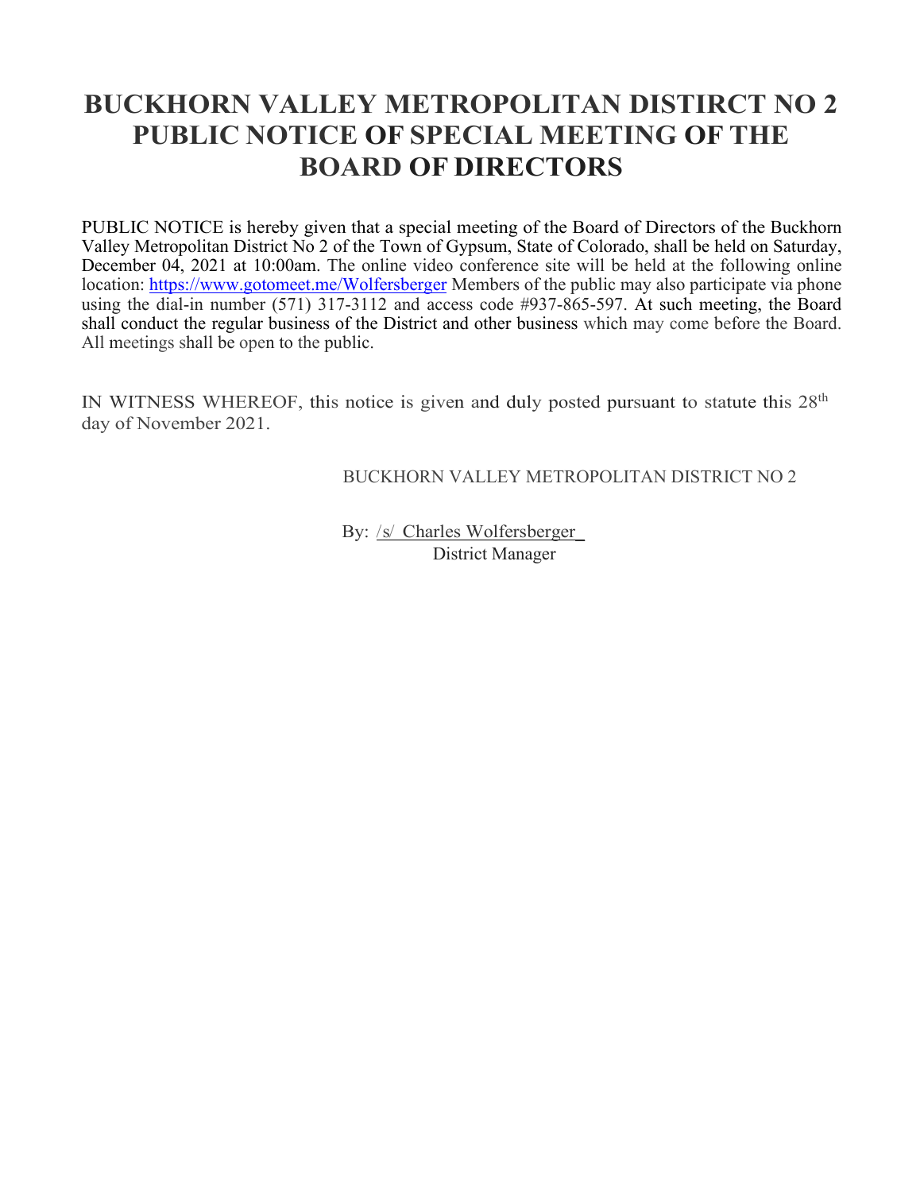# BUCKHORN VALLEY METROPOLITAN DISIRCT NO 2 PUBLIC NOTICE OF SPECIAL MEETING OF THE BOARD OF DIRECTORS

PUBLIC NOTICE is hereby given that a special meeting of the Board of Directors of the Buckhorn Valley Metropolitan District No 2 of the Town of Gypsum, State of Colorado, shall be held on Saturday, December 04, 2021 at 10:00am. The online video conference site will be held at the following online location: [https://www.gotomeet.me/Wolfersberger](https://www.gotomeet.me/Wolfersberger) Members of the public may also participate via phone using the dial-in number (571) 317-3112 and access code #937-865-597. At such meeting, the Board shall conduct the regular business of the District and other business which may come before the Board. All meetings shall be open to the public.

IN WITNESS WHEREOF, this notice is given and duly posted pursuant to statute this 28th day of November 2021.

BUCKHORN VALLEY METROPOLITAN DISTRICT NO 2

By: /s/ Charles Wolfersberger
District Manager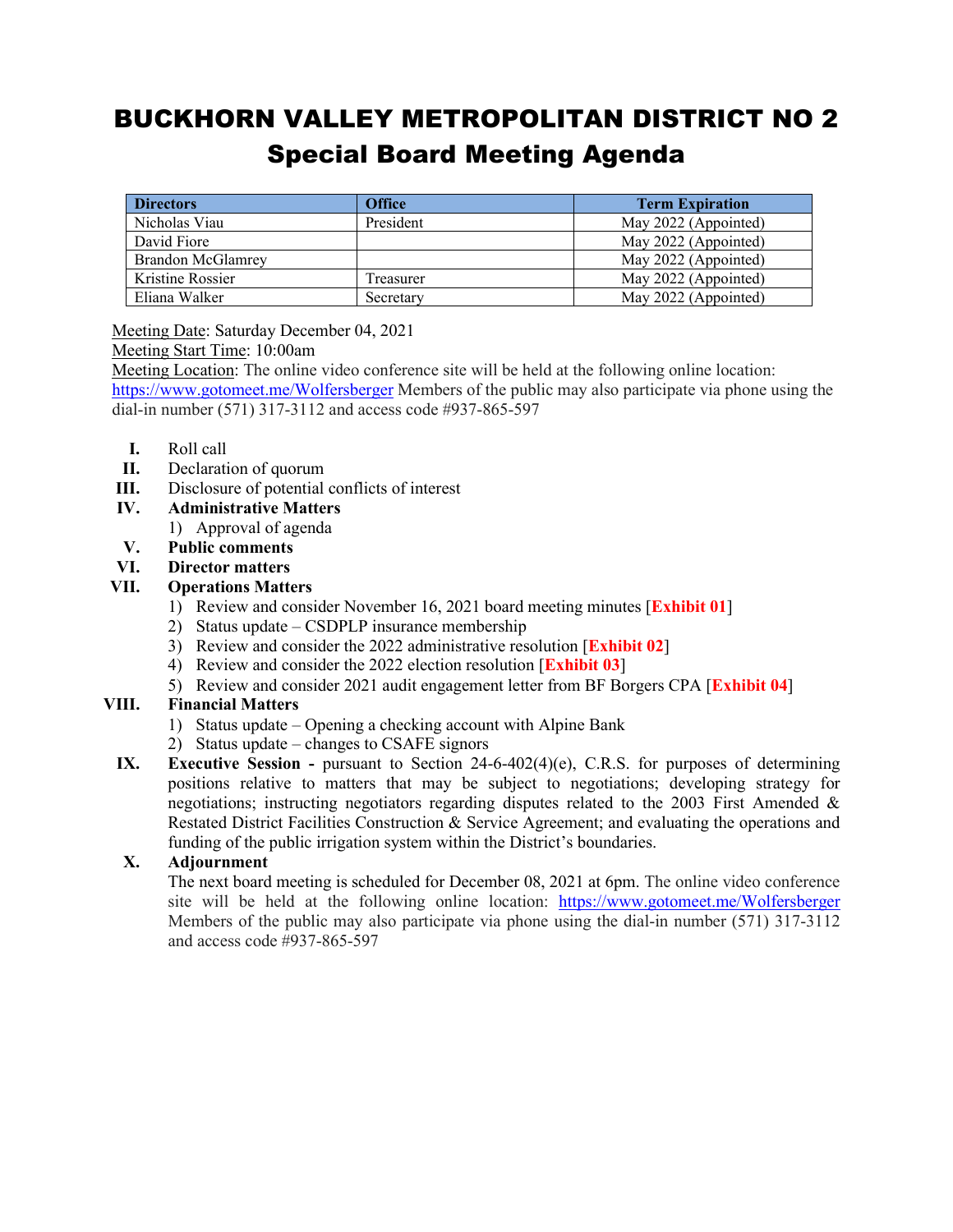# BUCKHORN VALLEY METROPOLITAN DISTRICT NO 2
# Special Board Meeting Agenda

| Directors | Office | Term Expiration |
|---|---|---|
| Nicholas Viau | President | May 2022 (Appointed) |
| David Fiore | | May 2022 (Appointed) |
| Brandon McGlamrey | | May 2022 (Appointed) |
| Kristine Rossier | Treasurer | May 2022 (Appointed) |
| Eliana Walker | Secretary | May 2022 (Appointed) |

Meeting Date: Saturday December 04, 2021
Meeting Start Time: 10:00am
Meeting Location: The online video conference site will be held at the following online location: https://www.gotomeet.me/Wolfersberger Members of the public may also participate via phone using the dial-in number (571) 317-3112 and access code #937-865-597

I. Roll call

II. Declaration of quorum

III. Disclosure of potential conflicts of interest

IV. **Administrative Matters**
   1) Approval of agenda

V. **Public comments**

VI. **Director matters**

VII. **Operations Matters**
   1) Review and consider November 16, 2021 board meeting minutes [**Exhibit 01**]
   2) Status update – CSDPLP insurance membership
   3) Review and consider the 2022 administrative resolution [**Exhibit 02**]
   4) Review and consider the 2022 election resolution [**Exhibit 03**]
   5) Review and consider 2021 audit engagement letter from BF Borgers CPA [**Exhibit 04**]

VIII. **Financial Matters**
   1) Status update – Opening a checking account with Alpine Bank
   2) Status update – changes to CSAFE signors

IX. **Executive Session -** pursuant to Section 24-6-402(4)(e), C.R.S. for purposes of determining positions relative to matters that may be subject to negotiations; developing strategy for negotiations; instructing negotiators regarding disputes related to the 2003 First Amended & Restated District Facilities Construction & Service Agreement; and evaluating the operations and funding of the public irrigation system within the District's boundaries.

X. **Adjournment**
   The next board meeting is scheduled for December 08, 2021 at 6pm. The online video conference site will be held at the following online location: https://www.gotomeet.me/Wolfersberger Members of the public may also participate via phone using the dial-in number (571) 317-3112 and access code #937-865-597